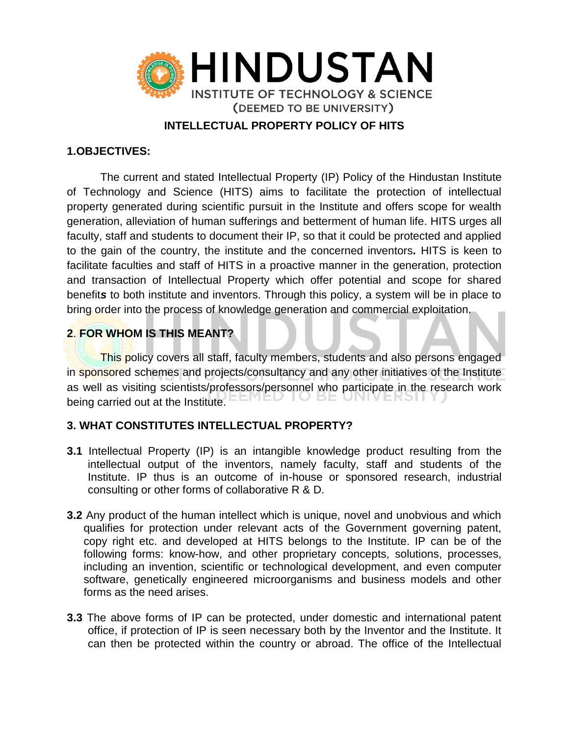# HINDUSTAN

INSTITUTE OF TECHNOLOGY & SCIENCE
(DEEMED TO BE UNIVERSITY)

## INTELLECTUAL PROPERTY POLICY OF HITS

### 1.OBJECTIVES:

The current and stated Intellectual Property (IP) Policy of the Hindustan Institute of Technology and Science (HITS) aims to facilitate the protection of intellectual property generated during scientific pursuit in the Institute and offers scope for wealth generation, alleviation of human sufferings and betterment of human life. HITS urges all faculty, staff and students to document their IP, so that it could be protected and applied to the gain of the country, the institute and the concerned inventors*.* HITS is keen to facilitate faculties and staff of HITS in a proactive manner in the generation, protection and transaction of Intellectual Property which offer potential and scope for shared benefit***s*** to both institute and inventors. Through this policy, a system will be in place to bring order into the process of knowledge generation and commercial exploitation.

### 2. FOR WHOM IS THIS MEANT?

This policy covers all staff, faculty members, students and also persons engaged in sponsored schemes and projects/consultancy and any other initiatives of the Institute as well as visiting scientists/professors/personnel who participate in the research work being carried out at the Institute.

### 3. WHAT CONSTITUTES INTELLECTUAL PROPERTY?

**3.1** Intellectual Property (IP) is an intangible knowledge product resulting from the intellectual output of the inventors, namely faculty, staff and students of the Institute. IP thus is an outcome of in-house or sponsored research, industrial consulting or other forms of collaborative R & D.

**3.2** Any product of the human intellect which is unique, novel and unobvious and which qualifies for protection under relevant acts of the Government governing patent, copy right etc. and developed at HITS belongs to the Institute. IP can be of the following forms: know-how, and other proprietary concepts, solutions, processes, including an invention, scientific or technological development, and even computer software, genetically engineered microorganisms and business models and other forms as the need arises.

**3.3** The above forms of IP can be protected, under domestic and international patent office, if protection of IP is seen necessary both by the Inventor and the Institute. It can then be protected within the country or abroad. The office of the Intellectual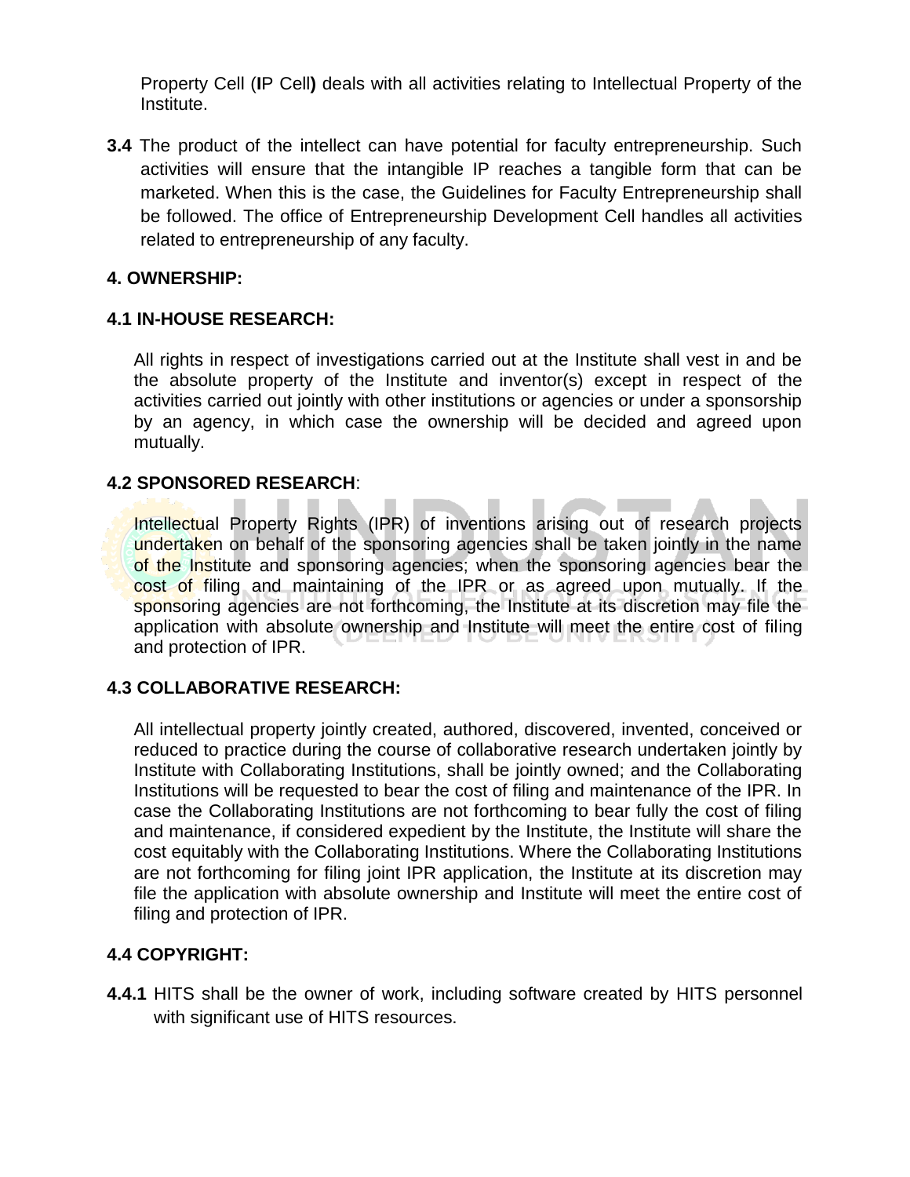Property Cell (**I**P Cell**)** deals with all activities relating to Intellectual Property of the Institute.

**3.4** The product of the intellect can have potential for faculty entrepreneurship. Such activities will ensure that the intangible IP reaches a tangible form that can be marketed. When this is the case, the Guidelines for Faculty Entrepreneurship shall be followed. The office of Entrepreneurship Development Cell handles all activities related to entrepreneurship of any faculty.

## 4. OWNERSHIP:

### 4.1 IN-HOUSE RESEARCH:

All rights in respect of investigations carried out at the Institute shall vest in and be the absolute property of the Institute and inventor(s) except in respect of the activities carried out jointly with other institutions or agencies or under a sponsorship by an agency, in which case the ownership will be decided and agreed upon mutually.

### 4.2 SPONSORED RESEARCH:

Intellectual Property Rights (IPR) of inventions arising out of research projects undertaken on behalf of the sponsoring agencies shall be taken jointly in the name of the Institute and sponsoring agencies; when the sponsoring agencies bear the cost of filing and maintaining of the IPR or as agreed upon mutually. If the sponsoring agencies are not forthcoming, the Institute at its discretion may file the application with absolute ownership and Institute will meet the entire cost of filing and protection of IPR.

### 4.3 COLLABORATIVE RESEARCH:

All intellectual property jointly created, authored, discovered, invented, conceived or reduced to practice during the course of collaborative research undertaken jointly by Institute with Collaborating Institutions, shall be jointly owned; and the Collaborating Institutions will be requested to bear the cost of filing and maintenance of the IPR. In case the Collaborating Institutions are not forthcoming to bear fully the cost of filing and maintenance, if considered expedient by the Institute, the Institute will share the cost equitably with the Collaborating Institutions. Where the Collaborating Institutions are not forthcoming for filing joint IPR application, the Institute at its discretion may file the application with absolute ownership and Institute will meet the entire cost of filing and protection of IPR.

### 4.4 COPYRIGHT:

**4.4.1** HITS shall be the owner of work, including software created by HITS personnel with significant use of HITS resources.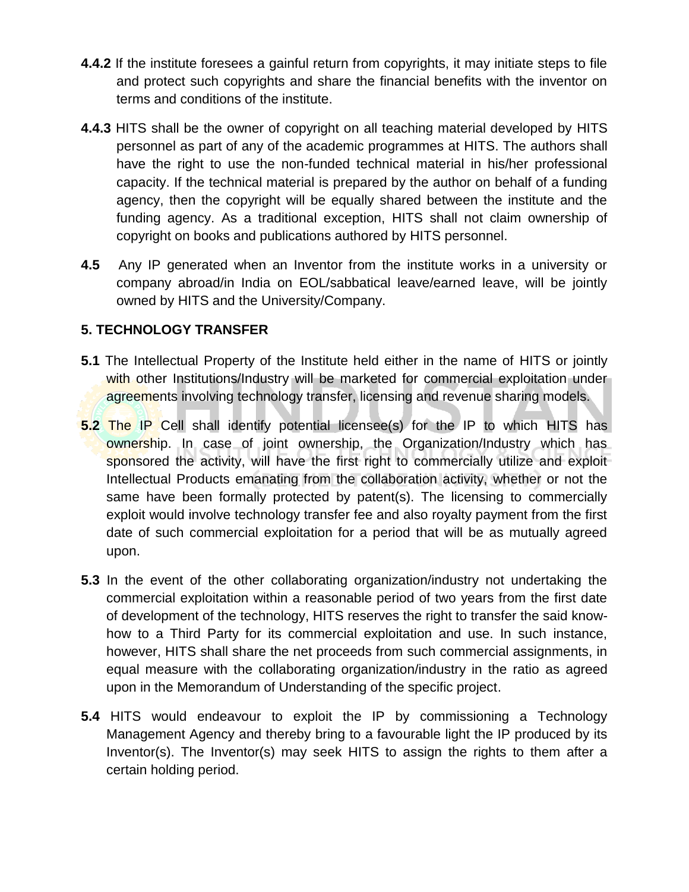**4.4.2** If the institute foresees a gainful return from copyrights, it may initiate steps to file and protect such copyrights and share the financial benefits with the inventor on terms and conditions of the institute.

**4.4.3** HITS shall be the owner of copyright on all teaching material developed by HITS personnel as part of any of the academic programmes at HITS. The authors shall have the right to use the non-funded technical material in his/her professional capacity. If the technical material is prepared by the author on behalf of a funding agency, then the copyright will be equally shared between the institute and the funding agency. As a traditional exception, HITS shall not claim ownership of copyright on books and publications authored by HITS personnel.

**4.5** Any IP generated when an Inventor from the institute works in a university or company abroad/in India on EOL/sabbatical leave/earned leave, will be jointly owned by HITS and the University/Company.

## 5. TECHNOLOGY TRANSFER

**5.1** The Intellectual Property of the Institute held either in the name of HITS or jointly with other Institutions/Industry will be marketed for commercial exploitation under agreements involving technology transfer, licensing and revenue sharing models.

**5.2** The IP Cell shall identify potential licensee(s) for the IP to which HITS has ownership. In case of joint ownership, the Organization/Industry which has sponsored the activity, will have the first right to commercially utilize and exploit Intellectual Products emanating from the collaboration activity, whether or not the same have been formally protected by patent(s). The licensing to commercially exploit would involve technology transfer fee and also royalty payment from the first date of such commercial exploitation for a period that will be as mutually agreed upon.

**5.3** In the event of the other collaborating organization/industry not undertaking the commercial exploitation within a reasonable period of two years from the first date of development of the technology, HITS reserves the right to transfer the said know-how to a Third Party for its commercial exploitation and use. In such instance, however, HITS shall share the net proceeds from such commercial assignments, in equal measure with the collaborating organization/industry in the ratio as agreed upon in the Memorandum of Understanding of the specific project.

**5.4** HITS would endeavour to exploit the IP by commissioning a Technology Management Agency and thereby bring to a favourable light the IP produced by its Inventor(s). The Inventor(s) may seek HITS to assign the rights to them after a certain holding period.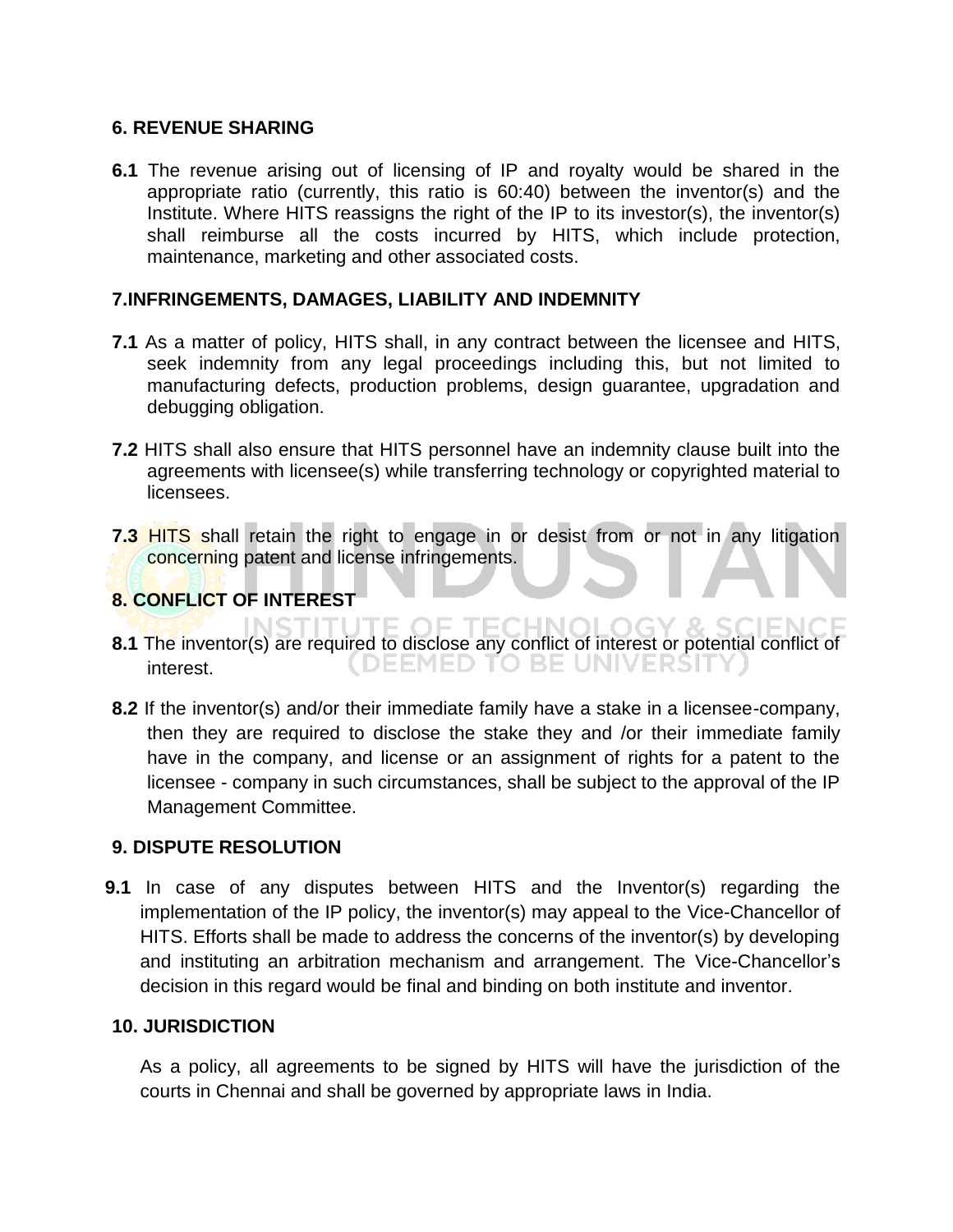## 6. REVENUE SHARING

**6.1** The revenue arising out of licensing of IP and royalty would be shared in the appropriate ratio (currently, this ratio is 60:40) between the inventor(s) and the Institute. Where HITS reassigns the right of the IP to its investor(s), the inventor(s) shall reimburse all the costs incurred by HITS, which include protection, maintenance, marketing and other associated costs.

## 7.INFRINGEMENTS, DAMAGES, LIABILITY AND INDEMNITY

**7.1** As a matter of policy, HITS shall, in any contract between the licensee and HITS, seek indemnity from any legal proceedings including this, but not limited to manufacturing defects, production problems, design guarantee, upgradation and debugging obligation.

**7.2** HITS shall also ensure that HITS personnel have an indemnity clause built into the agreements with licensee(s) while transferring technology or copyrighted material to licensees.

**7.3** HITS shall retain the right to engage in or desist from or not in any litigation concerning patent and license infringements.

## 8. CONFLICT OF INTEREST

**8.1** The inventor(s) are required to disclose any conflict of interest or potential conflict of interest.

**8.2** If the inventor(s) and/or their immediate family have a stake in a licensee-company, then they are required to disclose the stake they and /or their immediate family have in the company, and license or an assignment of rights for a patent to the licensee - company in such circumstances, shall be subject to the approval of the IP Management Committee.

## 9. DISPUTE RESOLUTION

**9.1** In case of any disputes between HITS and the Inventor(s) regarding the implementation of the IP policy, the inventor(s) may appeal to the Vice-Chancellor of HITS. Efforts shall be made to address the concerns of the inventor(s) by developing and instituting an arbitration mechanism and arrangement. The Vice-Chancellor's decision in this regard would be final and binding on both institute and inventor.

## 10. JURISDICTION

As a policy, all agreements to be signed by HITS will have the jurisdiction of the courts in Chennai and shall be governed by appropriate laws in India.